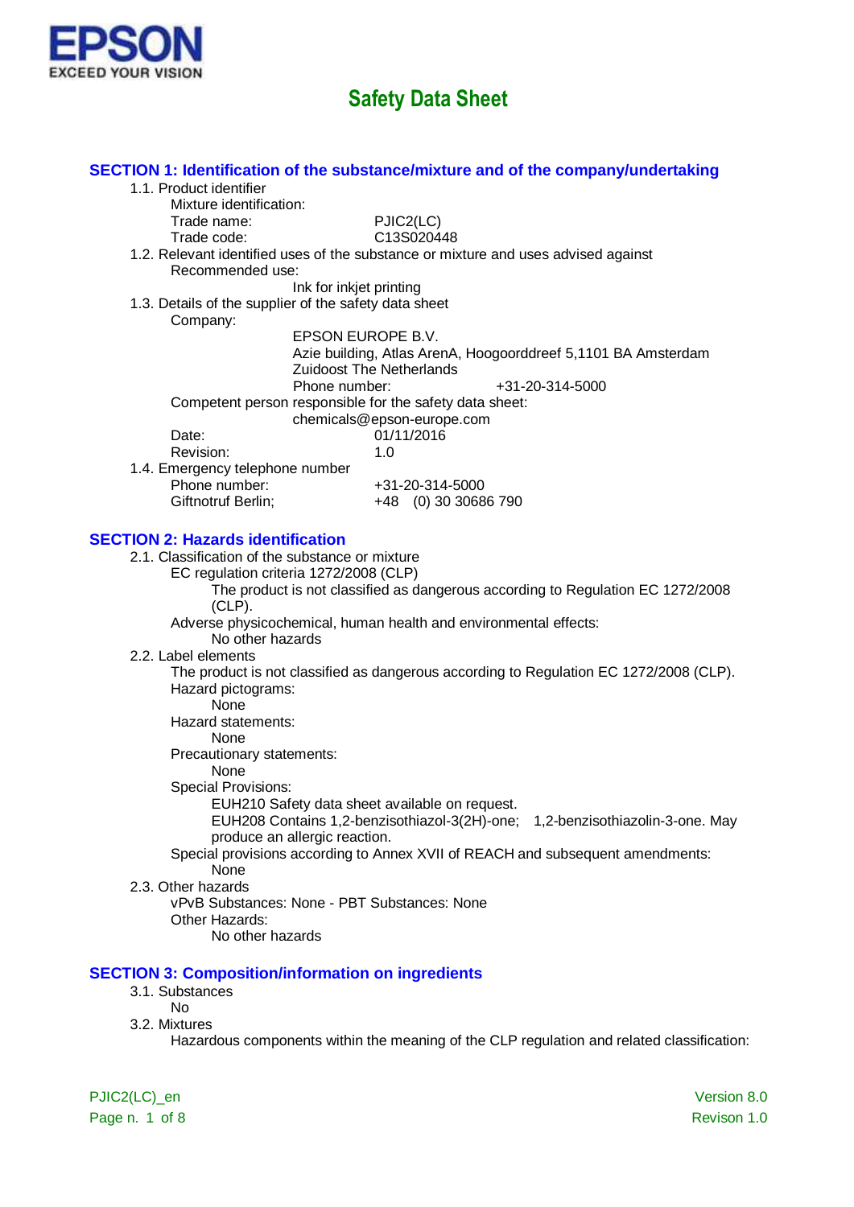EPSON
EXCEED YOUR VISION

# Safety Data Sheet

## SECTION 1: Identification of the substance/mixture and of the company/undertaking

1.1. Product identifier

Mixture identification:

Trade name: PJIC2(LC)

Trade code: C13S020448

1.2. Relevant identified uses of the substance or mixture and uses advised against

Recommended use:

Ink for inkjet printing

1.3. Details of the supplier of the safety data sheet

Company:

EPSON EUROPE B.V.
Azie building, Atlas ArenA, Hoogoorddreef 5,1101 BA Amsterdam
Zuidoost The Netherlands
Phone number: +31-20-314-5000

Competent person responsible for the safety data sheet:

chemicals@epson-europe.com

Date: 01/11/2016

Revision: 1.0

1.4. Emergency telephone number

Phone number: +31-20-314-5000

Giftnotruf Berlin; +48 (0) 30 30686 790

## SECTION 2: Hazards identification

2.1. Classification of the substance or mixture

EC regulation criteria 1272/2008 (CLP)

The product is not classified as dangerous according to Regulation EC 1272/2008 (CLP).

Adverse physicochemical, human health and environmental effects:

No other hazards

2.2. Label elements

The product is not classified as dangerous according to Regulation EC 1272/2008 (CLP).

Hazard pictograms:

None

Hazard statements:

None

Precautionary statements:

None

Special Provisions:

EUH210 Safety data sheet available on request.

EUH208 Contains 1,2-benzisothiazol-3(2H)-one; 1,2-benzisothiazolin-3-one. May produce an allergic reaction.

Special provisions according to Annex XVII of REACH and subsequent amendments:

None

2.3. Other hazards

vPvB Substances: None - PBT Substances: None

Other Hazards:

No other hazards

## SECTION 3: Composition/information on ingredients

3.1. Substances

No

3.2. Mixtures

Hazardous components within the meaning of the CLP regulation and related classification: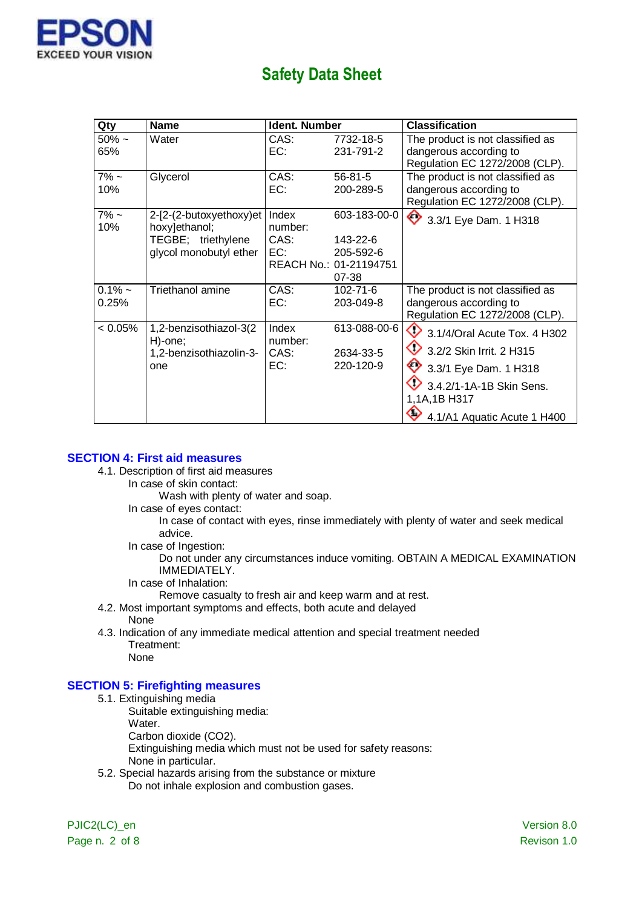| Qty | Name | Ident. Number | | Classification |
|---|---|---|---|---|
| 50% ~ 65% | Water | CAS: EC: | 7732-18-5 231-791-2 | The product is not classified as dangerous according to Regulation EC 1272/2008 (CLP). |
| 7% ~ 10% | Glycerol | CAS: EC: | 56-81-5 200-289-5 | The product is not classified as dangerous according to Regulation EC 1272/2008 (CLP). |
| 7% ~ 10% | 2-[2-(2-butoxyethoxy)ethoxy]ethanol; TEGBE; triethylene glycol monobutyl ether | Index number: CAS: EC: REACH No.: | 603-183-00-0 143-22-6 205-592-6 01-2119475107-38 | 3.3/1 Eye Dam. 1 H318 |
| 0.1% ~ 0.25% | Triethanol amine | CAS: EC: | 102-71-6 203-049-8 | The product is not classified as dangerous according to Regulation EC 1272/2008 (CLP). |
| < 0.05% | 1,2-benzisothiazol-3(2H)-one; 1,2-benzisothiazolin-3-one | Index number: CAS: EC: | 613-088-00-6 2634-33-5 220-120-9 | 3.1/4/Oral Acute Tox. 4 H302 3.2/2 Skin Irrit. 2 H315 3.3/1 Eye Dam. 1 H318 3.4.2/1-1A-1B Skin Sens. 1,1A,1B H317 4.1/A1 Aquatic Acute 1 H400 |

## SECTION 4: First aid measures

4.1. Description of first aid measures

In case of skin contact:

Wash with plenty of water and soap.

In case of eyes contact:

In case of contact with eyes, rinse immediately with plenty of water and seek medical advice.

In case of Ingestion:

Do not under any circumstances induce vomiting. OBTAIN A MEDICAL EXAMINATION IMMEDIATELY.

In case of Inhalation:

Remove casualty to fresh air and keep warm and at rest.

4.2. Most important symptoms and effects, both acute and delayed

None

4.3. Indication of any immediate medical attention and special treatment needed

Treatment:

None

## SECTION 5: Firefighting measures

5.1. Extinguishing media

Suitable extinguishing media:

Water.

Carbon dioxide ($CO_2$).

Extinguishing media which must not be used for safety reasons:

None in particular.

5.2. Special hazards arising from the substance or mixture

Do not inhale explosion and combustion gases.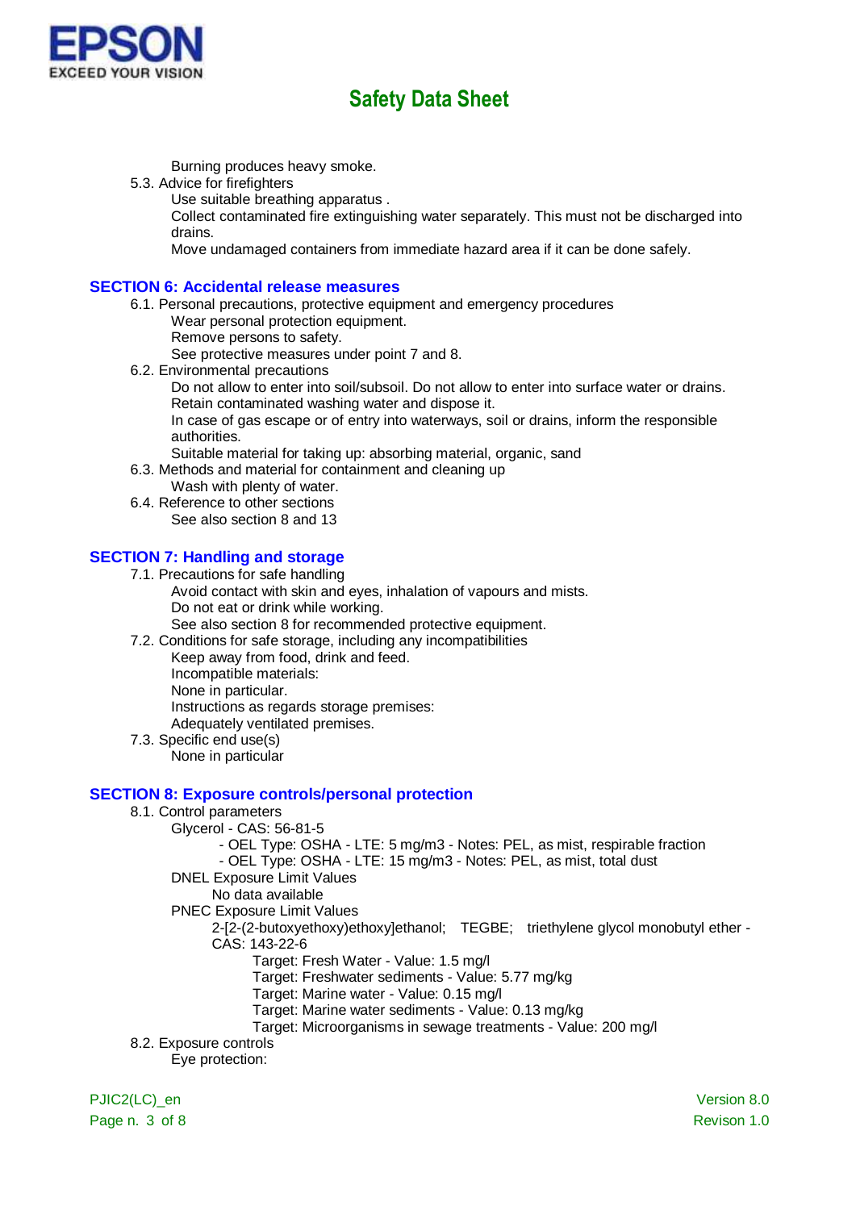Burning produces heavy smoke.

5.3. Advice for firefighters

Use suitable breathing apparatus .
Collect contaminated fire extinguishing water separately. This must not be discharged into drains.
Move undamaged containers from immediate hazard area if it can be done safely.

## SECTION 6: Accidental release measures

6.1. Personal precautions, protective equipment and emergency procedures

Wear personal protection equipment.
Remove persons to safety.
See protective measures under point 7 and 8.

6.2. Environmental precautions

Do not allow to enter into soil/subsoil. Do not allow to enter into surface water or drains.
Retain contaminated washing water and dispose it.
In case of gas escape or of entry into waterways, soil or drains, inform the responsible authorities.
Suitable material for taking up: absorbing material, organic, sand

6.3. Methods and material for containment and cleaning up

Wash with plenty of water.

6.4. Reference to other sections

See also section 8 and 13

## SECTION 7: Handling and storage

7.1. Precautions for safe handling

Avoid contact with skin and eyes, inhalation of vapours and mists.
Do not eat or drink while working.
See also section 8 for recommended protective equipment.

7.2. Conditions for safe storage, including any incompatibilities

Keep away from food, drink and feed.
Incompatible materials:
None in particular.
Instructions as regards storage premises:
Adequately ventilated premises.

7.3. Specific end use(s)

None in particular

## SECTION 8: Exposure controls/personal protection

8.1. Control parameters

Glycerol - CAS: 56-81-5
- OEL Type: OSHA - LTE: 5 mg/m3 - Notes: PEL, as mist, respirable fraction
- OEL Type: OSHA - LTE: 15 mg/m3 - Notes: PEL, as mist, total dust

DNEL Exposure Limit Values
No data available

PNEC Exposure Limit Values
2-[2-(2-butoxyethoxy)ethoxy]ethanol; TEGBE; triethylene glycol monobutyl ether - CAS: 143-22-6
Target: Fresh Water - Value: 1.5 mg/l
Target: Freshwater sediments - Value: 5.77 mg/kg
Target: Marine water - Value: 0.15 mg/l
Target: Marine water sediments - Value: 0.13 mg/kg
Target: Microorganisms in sewage treatments - Value: 200 mg/l

8.2. Exposure controls

Eye protection: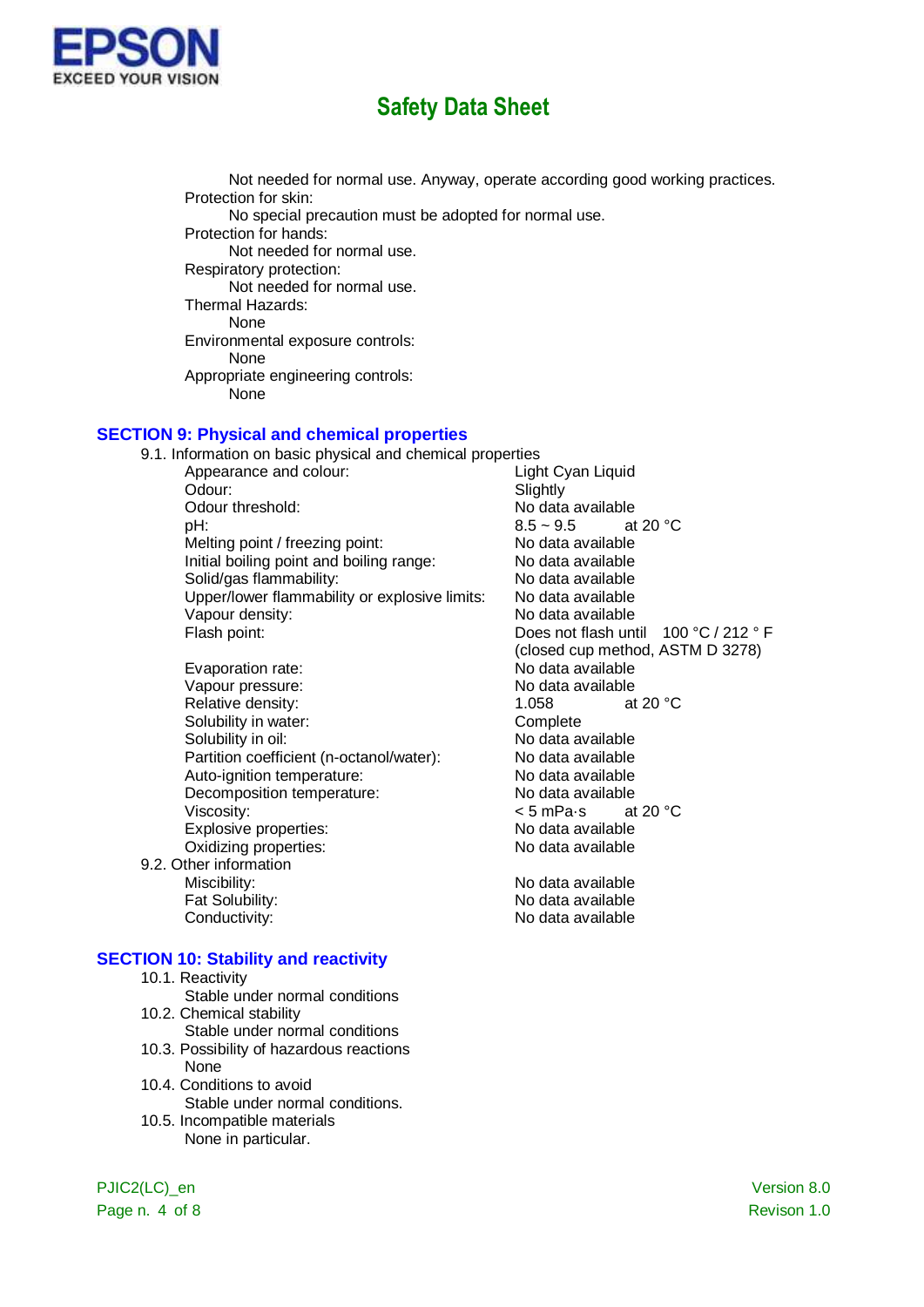Not needed for normal use. Anyway, operate according good working practices.

Protection for skin:

No special precaution must be adopted for normal use.

Protection for hands:

Not needed for normal use.

Respiratory protection:

Not needed for normal use.

Thermal Hazards:

None

Environmental exposure controls:

None

Appropriate engineering controls:

None

## SECTION 9: Physical and chemical properties

9.1. Information on basic physical and chemical properties

| Property | Value |
|---|---|
| Appearance and colour: | Light Cyan Liquid |
| Odour: | Slightly |
| Odour threshold: | No data available |
| pH: | 8.5 ~ 9.5 at 20 °C |
| Melting point / freezing point: | No data available |
| Initial boiling point and boiling range: | No data available |
| Solid/gas flammability: | No data available |
| Upper/lower flammability or explosive limits: | No data available |
| Vapour density: | No data available |
| Flash point: | Does not flash until 100 °C / 212 ° F (closed cup method, ASTM D 3278) |
| Evaporation rate: | No data available |
| Vapour pressure: | No data available |
| Relative density: | 1.058 at 20 °C |
| Solubility in water: | Complete |
| Solubility in oil: | No data available |
| Partition coefficient (n-octanol/water): | No data available |
| Auto-ignition temperature: | No data available |
| Decomposition temperature: | No data available |
| Viscosity: | < 5 mPa·s at 20 °C |
| Explosive properties: | No data available |
| Oxidizing properties: | No data available |

9.2. Other information

| Property | Value |
|---|---|
| Miscibility: | No data available |
| Fat Solubility: | No data available |
| Conductivity: | No data available |

## SECTION 10: Stability and reactivity

10.1. Reactivity

Stable under normal conditions

10.2. Chemical stability

Stable under normal conditions

10.3. Possibility of hazardous reactions

None

10.4. Conditions to avoid

Stable under normal conditions.

10.5. Incompatible materials

None in particular.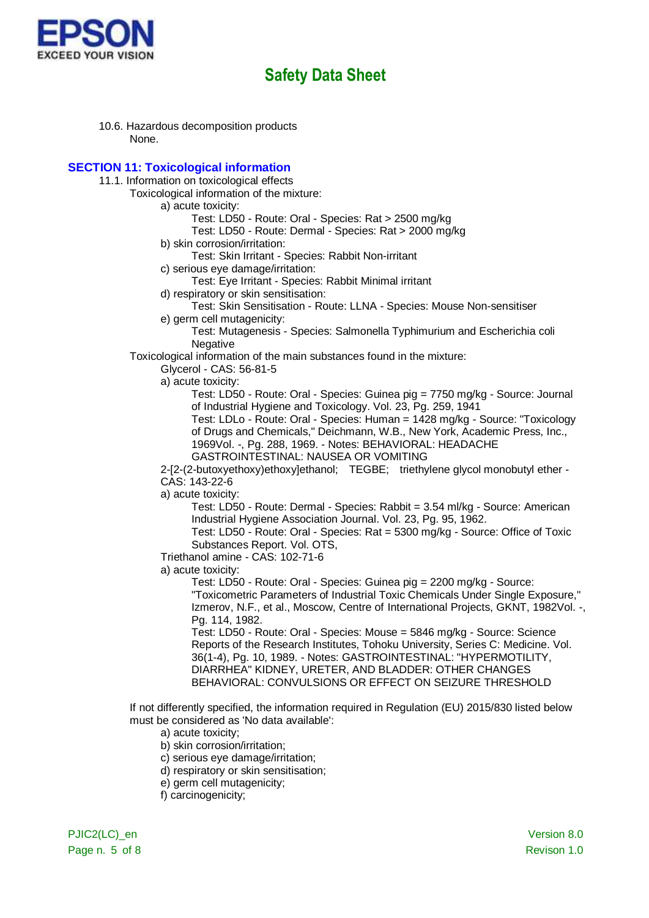10.6. Hazardous decomposition products

None.

## SECTION 11: Toxicological information

11.1. Information on toxicological effects

Toxicological information of the mixture:

a) acute toxicity:

Test: LD50 - Route: Oral - Species: Rat > 2500 mg/kg

Test: LD50 - Route: Dermal - Species: Rat > 2000 mg/kg

b) skin corrosion/irritation:

Test: Skin Irritant - Species: Rabbit Non-irritant

c) serious eye damage/irritation:

Test: Eye Irritant - Species: Rabbit Minimal irritant

d) respiratory or skin sensitisation:

Test: Skin Sensitisation - Route: LLNA - Species: Mouse Non-sensitiser

e) germ cell mutagenicity:

Test: Mutagenesis - Species: Salmonella Typhimurium and Escherichia coli Negative

Toxicological information of the main substances found in the mixture:

Glycerol - CAS: 56-81-5

a) acute toxicity:

Test: LD50 - Route: Oral - Species: Guinea pig = 7750 mg/kg - Source: Journal of Industrial Hygiene and Toxicology. Vol. 23, Pg. 259, 1941

Test: LDLo - Route: Oral - Species: Human = 1428 mg/kg - Source: "Toxicology of Drugs and Chemicals," Deichmann, W.B., New York, Academic Press, Inc., 1969Vol. -, Pg. 288, 1969. - Notes: BEHAVIORAL: HEADACHE GASTROINTESTINAL: NAUSEA OR VOMITING

2-[2-(2-butoxyethoxy)ethoxy]ethanol; TEGBE; triethylene glycol monobutyl ether - CAS: 143-22-6

a) acute toxicity:

Test: LD50 - Route: Dermal - Species: Rabbit = 3.54 ml/kg - Source: American Industrial Hygiene Association Journal. Vol. 23, Pg. 95, 1962.

Test: LD50 - Route: Oral - Species: Rat = 5300 mg/kg - Source: Office of Toxic Substances Report. Vol. OTS,

Triethanol amine - CAS: 102-71-6

a) acute toxicity:

Test: LD50 - Route: Oral - Species: Guinea pig = 2200 mg/kg - Source: "Toxicometric Parameters of Industrial Toxic Chemicals Under Single Exposure," Izmerov, N.F., et al., Moscow, Centre of International Projects, GKNT, 1982Vol. -, Pg. 114, 1982.

Test: LD50 - Route: Oral - Species: Mouse = 5846 mg/kg - Source: Science Reports of the Research Institutes, Tohoku University, Series C: Medicine. Vol. 36(1-4), Pg. 10, 1989. - Notes: GASTROINTESTINAL: "HYPERMOTILITY, DIARRHEA" KIDNEY, URETER, AND BLADDER: OTHER CHANGES BEHAVIORAL: CONVULSIONS OR EFFECT ON SEIZURE THRESHOLD

If not differently specified, the information required in Regulation (EU) 2015/830 listed below must be considered as 'No data available':

a) acute toxicity;

b) skin corrosion/irritation;

c) serious eye damage/irritation;

d) respiratory or skin sensitisation;

e) germ cell mutagenicity;

f) carcinogenicity;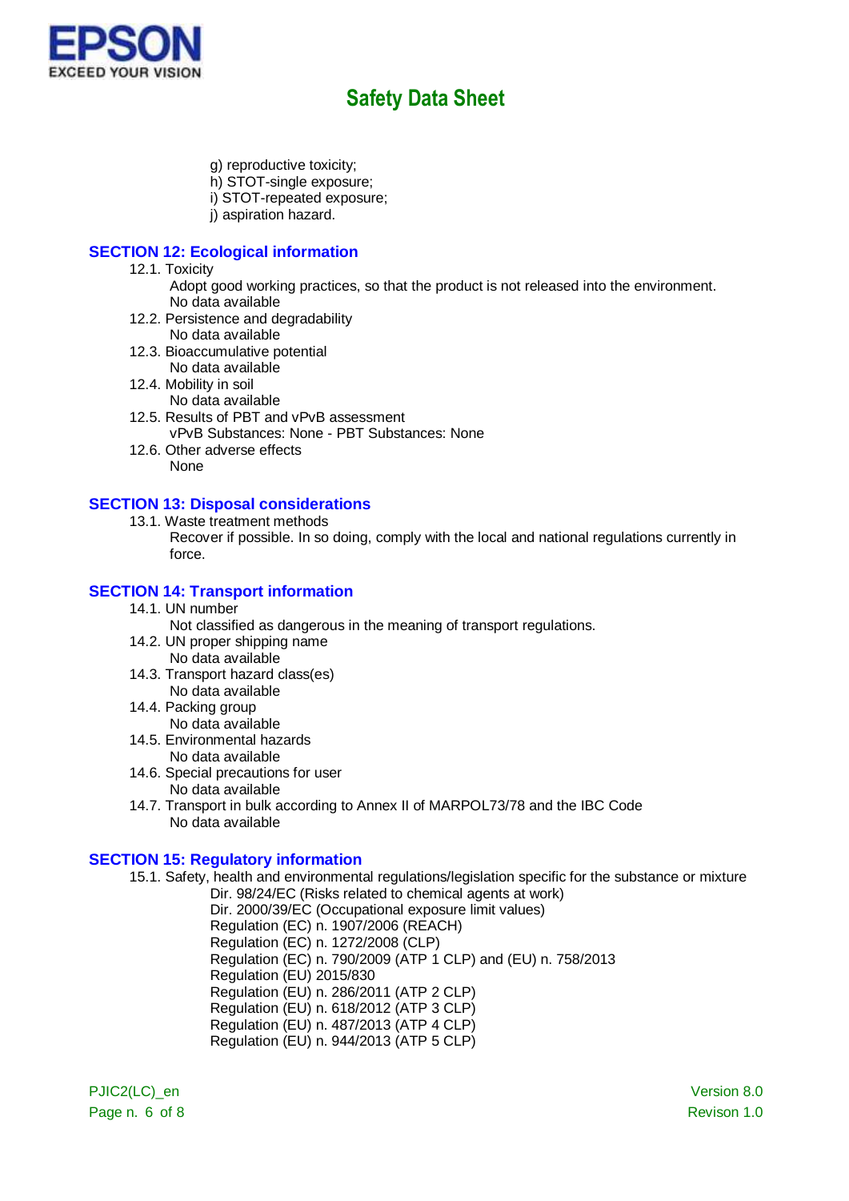g) reproductive toxicity;
h) STOT-single exposure;
i) STOT-repeated exposure;
j) aspiration hazard.

## SECTION 12: Ecological information

12.1. Toxicity
Adopt good working practices, so that the product is not released into the environment.
No data available

12.2. Persistence and degradability
No data available

12.3. Bioaccumulative potential
No data available

12.4. Mobility in soil
No data available

12.5. Results of PBT and vPvB assessment
vPvB Substances: None - PBT Substances: None

12.6. Other adverse effects
None

## SECTION 13: Disposal considerations

13.1. Waste treatment methods
Recover if possible. In so doing, comply with the local and national regulations currently in force.

## SECTION 14: Transport information

14.1. UN number
Not classified as dangerous in the meaning of transport regulations.

14.2. UN proper shipping name
No data available

14.3. Transport hazard class(es)
No data available

14.4. Packing group
No data available

14.5. Environmental hazards
No data available

14.6. Special precautions for user
No data available

14.7. Transport in bulk according to Annex II of MARPOL73/78 and the IBC Code
No data available

## SECTION 15: Regulatory information

15.1. Safety, health and environmental regulations/legislation specific for the substance or mixture
Dir. 98/24/EC (Risks related to chemical agents at work)
Dir. 2000/39/EC (Occupational exposure limit values)
Regulation (EC) n. 1907/2006 (REACH)
Regulation (EC) n. 1272/2008 (CLP)
Regulation (EC) n. 790/2009 (ATP 1 CLP) and (EU) n. 758/2013
Regulation (EU) 2015/830
Regulation (EU) n. 286/2011 (ATP 2 CLP)
Regulation (EU) n. 618/2012 (ATP 3 CLP)
Regulation (EU) n. 487/2013 (ATP 4 CLP)
Regulation (EU) n. 944/2013 (ATP 5 CLP)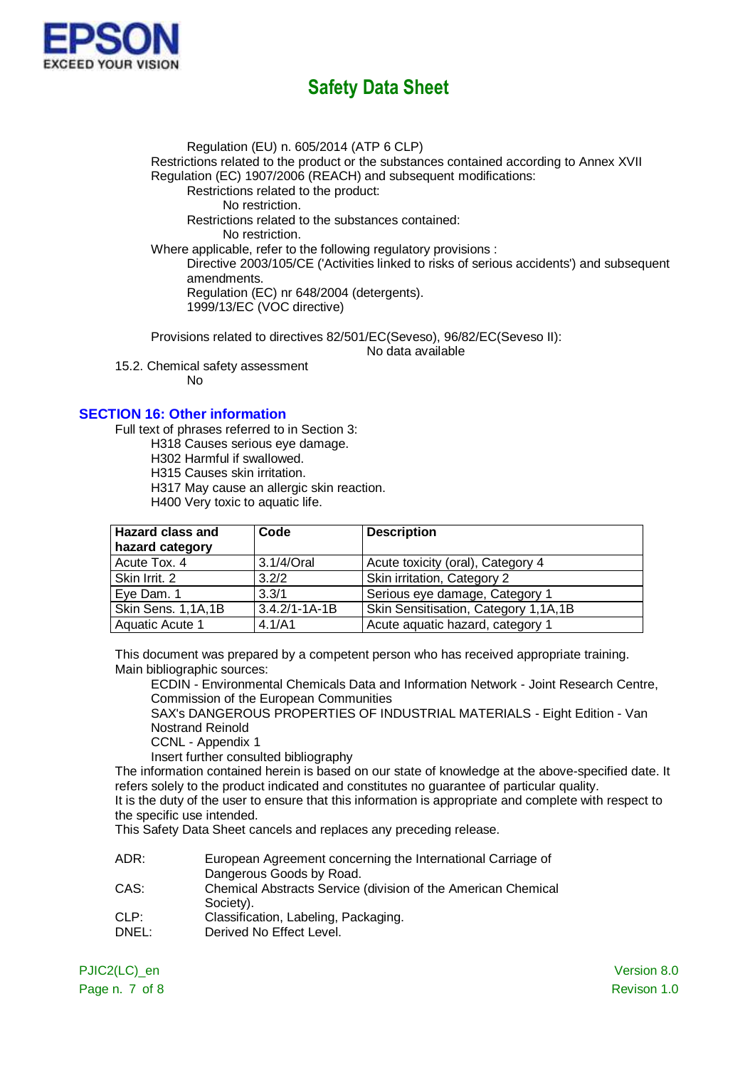Regulation (EU) n. 605/2014 (ATP 6 CLP)

Restrictions related to the product or the substances contained according to Annex XVII Regulation (EC) 1907/2006 (REACH) and subsequent modifications:

Restrictions related to the product:

No restriction.

Restrictions related to the substances contained:

No restriction.

Where applicable, refer to the following regulatory provisions :

Directive 2003/105/CE ('Activities linked to risks of serious accidents') and subsequent amendments.

Regulation (EC) nr 648/2004 (detergents).

1999/13/EC (VOC directive)

Provisions related to directives 82/501/EC(Seveso), 96/82/EC(Seveso II):

No data available

15.2. Chemical safety assessment

No

## SECTION 16: Other information

Full text of phrases referred to in Section 3:

H318 Causes serious eye damage.

H302 Harmful if swallowed.

H315 Causes skin irritation.

H317 May cause an allergic skin reaction.

H400 Very toxic to aquatic life.

| Hazard class and hazard category | Code | Description |
|---|---|---|
| Acute Tox. 4 | 3.1/4/Oral | Acute toxicity (oral), Category 4 |
| Skin Irrit. 2 | 3.2/2 | Skin irritation, Category 2 |
| Eye Dam. 1 | 3.3/1 | Serious eye damage, Category 1 |
| Skin Sens. 1,1A,1B | 3.4.2/1-1A-1B | Skin Sensitisation, Category 1,1A,1B |
| Aquatic Acute 1 | 4.1/A1 | Acute aquatic hazard, category 1 |

This document was prepared by a competent person who has received appropriate training.

Main bibliographic sources:

ECDIN - Environmental Chemicals Data and Information Network - Joint Research Centre, Commission of the European Communities

SAX's DANGEROUS PROPERTIES OF INDUSTRIAL MATERIALS - Eight Edition - Van Nostrand Reinold

CCNL - Appendix 1

Insert further consulted bibliography

The information contained herein is based on our state of knowledge at the above-specified date. It refers solely to the product indicated and constitutes no guarantee of particular quality.

It is the duty of the user to ensure that this information is appropriate and complete with respect to the specific use intended.

This Safety Data Sheet cancels and replaces any preceding release.

ADR: European Agreement concerning the International Carriage of Dangerous Goods by Road.

CAS: Chemical Abstracts Service (division of the American Chemical Society).

CLP: Classification, Labeling, Packaging.

DNEL: Derived No Effect Level.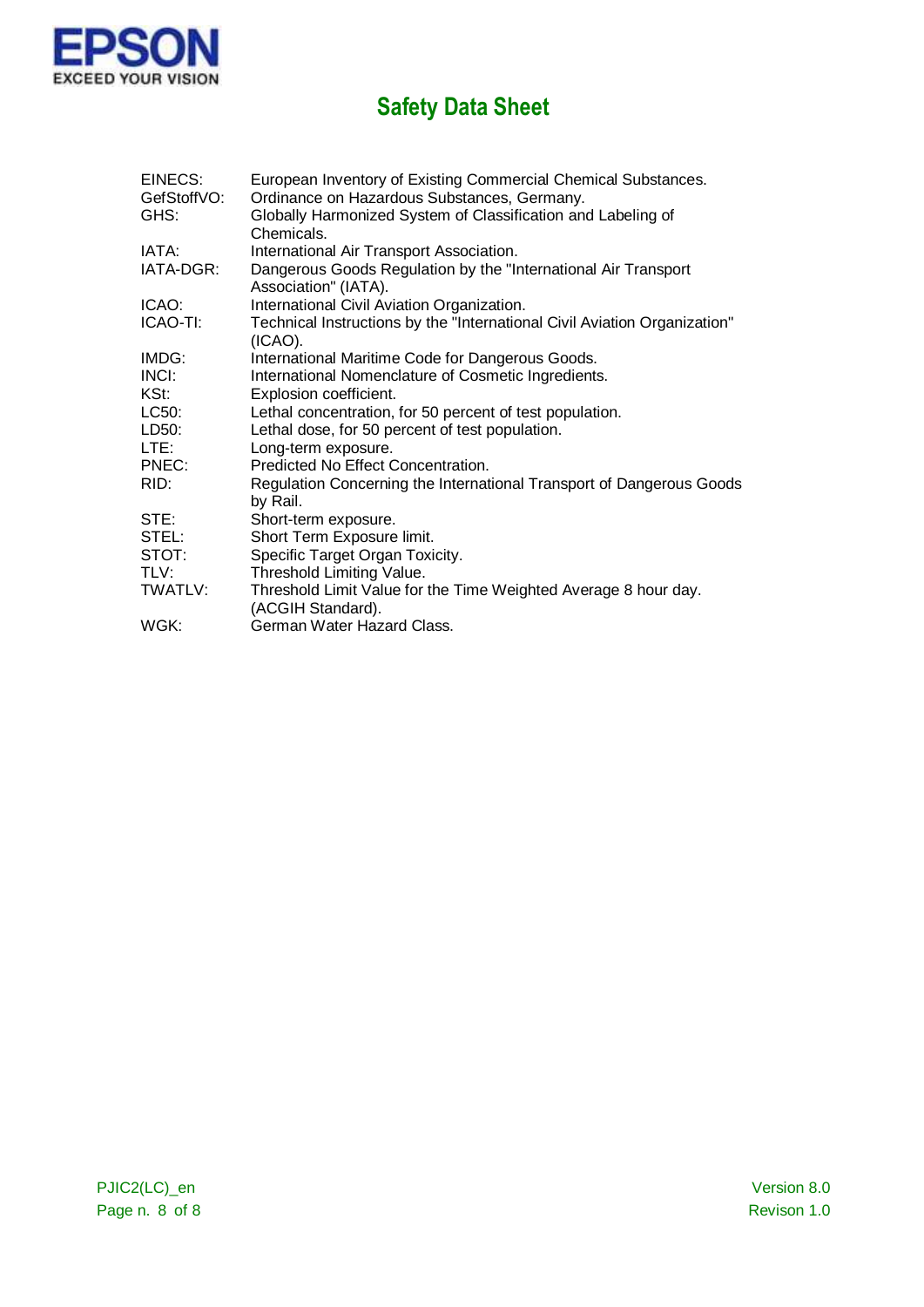| | |
|---|---|
| EINECS: | European Inventory of Existing Commercial Chemical Substances. |
| GefStoffVO: | Ordinance on Hazardous Substances, Germany. |
| GHS: | Globally Harmonized System of Classification and Labeling of Chemicals. |
| IATA: | International Air Transport Association. |
| IATA-DGR: | Dangerous Goods Regulation by the "International Air Transport Association" (IATA). |
| ICAO: | International Civil Aviation Organization. |
| ICAO-TI: | Technical Instructions by the "International Civil Aviation Organization" (ICAO). |
| IMDG: | International Maritime Code for Dangerous Goods. |
| INCI: | International Nomenclature of Cosmetic Ingredients. |
| KSt: | Explosion coefficient. |
| LC50: | Lethal concentration, for 50 percent of test population. |
| LD50: | Lethal dose, for 50 percent of test population. |
| LTE: | Long-term exposure. |
| PNEC: | Predicted No Effect Concentration. |
| RID: | Regulation Concerning the International Transport of Dangerous Goods by Rail. |
| STE: | Short-term exposure. |
| STEL: | Short Term Exposure limit. |
| STOT: | Specific Target Organ Toxicity. |
| TLV: | Threshold Limiting Value. |
| TWATLV: | Threshold Limit Value for the Time Weighted Average 8 hour day. (ACGIH Standard). |
| WGK: | German Water Hazard Class. |